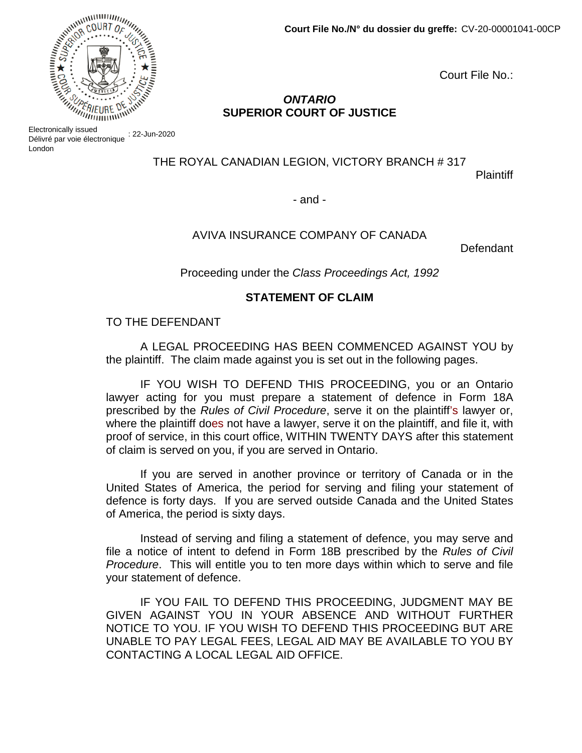**Court File No./N° du dossier du greffe:** CV-20-00001041-00CP

Court File No.:

***ONTARIO***
**SUPERIOR COURT OF JUSTICE**

Electronically issued : 22-Jun-2020
Délivré par voie électronique
London

THE ROYAL CANADIAN LEGION, VICTORY BRANCH # 317

Plaintiff

\- and -

AVIVA INSURANCE COMPANY OF CANADA

Defendant

Proceeding under the *Class Proceedings Act, 1992*

**STATEMENT OF CLAIM**

TO THE DEFENDANT

A LEGAL PROCEEDING HAS BEEN COMMENCED AGAINST YOU by the plaintiff. The claim made against you is set out in the following pages.

IF YOU WISH TO DEFEND THIS PROCEEDING, you or an Ontario lawyer acting for you must prepare a statement of defence in Form 18A prescribed by the *Rules of Civil Procedure*, serve it on the plaintiff's lawyer or, where the plaintiff does not have a lawyer, serve it on the plaintiff, and file it, with proof of service, in this court office, WITHIN TWENTY DAYS after this statement of claim is served on you, if you are served in Ontario.

If you are served in another province or territory of Canada or in the United States of America, the period for serving and filing your statement of defence is forty days. If you are served outside Canada and the United States of America, the period is sixty days.

Instead of serving and filing a statement of defence, you may serve and file a notice of intent to defend in Form 18B prescribed by the *Rules of Civil Procedure*. This will entitle you to ten more days within which to serve and file your statement of defence.

IF YOU FAIL TO DEFEND THIS PROCEEDING, JUDGMENT MAY BE GIVEN AGAINST YOU IN YOUR ABSENCE AND WITHOUT FURTHER NOTICE TO YOU. IF YOU WISH TO DEFEND THIS PROCEEDING BUT ARE UNABLE TO PAY LEGAL FEES, LEGAL AID MAY BE AVAILABLE TO YOU BY CONTACTING A LOCAL LEGAL AID OFFICE.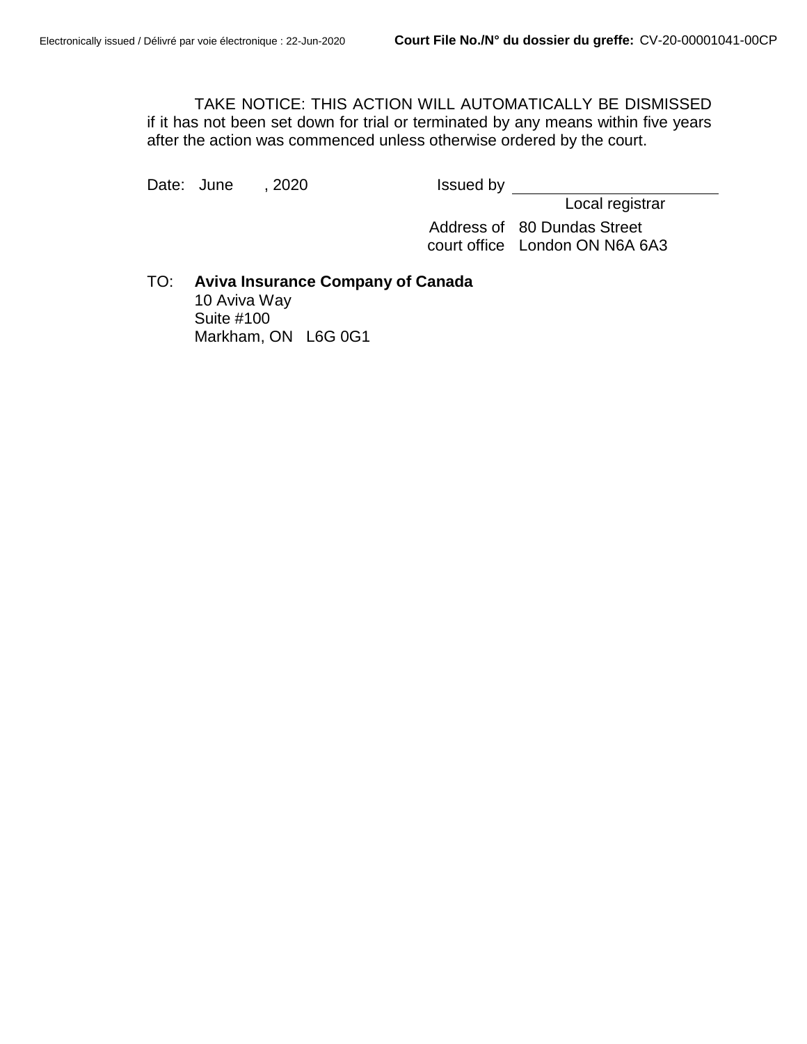TAKE NOTICE: THIS ACTION WILL AUTOMATICALLY BE DISMISSED if it has not been set down for trial or terminated by any means within five years after the action was commenced unless otherwise ordered by the court.

Date: June , 2020

Issued by \_\_\_\_\_\_\_\_\_\_\_\_\_\_\_\_\_\_\_\_\_\_\_\_
Local registrar

Address of court office: 80 Dundas Street
London ON N6A 6A3

TO: **Aviva Insurance Company of Canada**
10 Aviva Way
Suite #100
Markham, ON L6G 0G1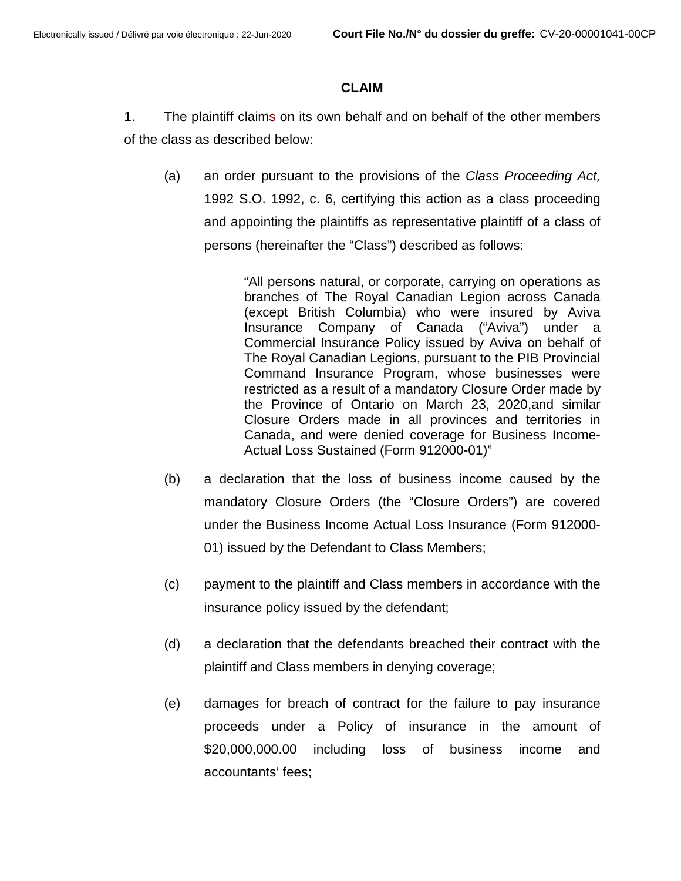## CLAIM

1. The plaintiff claims on its own behalf and on behalf of the other members of the class as described below:

   (a) an order pursuant to the provisions of the *Class Proceeding Act,* 1992 S.O. 1992, c. 6, certifying this action as a class proceeding and appointing the plaintiffs as representative plaintiff of a class of persons (hereinafter the "Class") described as follows:

   > "All persons natural, or corporate, carrying on operations as branches of The Royal Canadian Legion across Canada (except British Columbia) who were insured by Aviva Insurance Company of Canada ("Aviva") under a Commercial Insurance Policy issued by Aviva on behalf of The Royal Canadian Legions, pursuant to the PIB Provincial Command Insurance Program, whose businesses were restricted as a result of a mandatory Closure Order made by the Province of Ontario on March 23, 2020,and similar Closure Orders made in all provinces and territories in Canada, and were denied coverage for Business Income-Actual Loss Sustained (Form 912000-01)"

   (b) a declaration that the loss of business income caused by the mandatory Closure Orders (the "Closure Orders") are covered under the Business Income Actual Loss Insurance (Form 912000-01) issued by the Defendant to Class Members;

   (c) payment to the plaintiff and Class members in accordance with the insurance policy issued by the defendant;

   (d) a declaration that the defendants breached their contract with the plaintiff and Class members in denying coverage;

   (e) damages for breach of contract for the failure to pay insurance proceeds under a Policy of insurance in the amount of $20,000,000.00 including loss of business income and accountants' fees;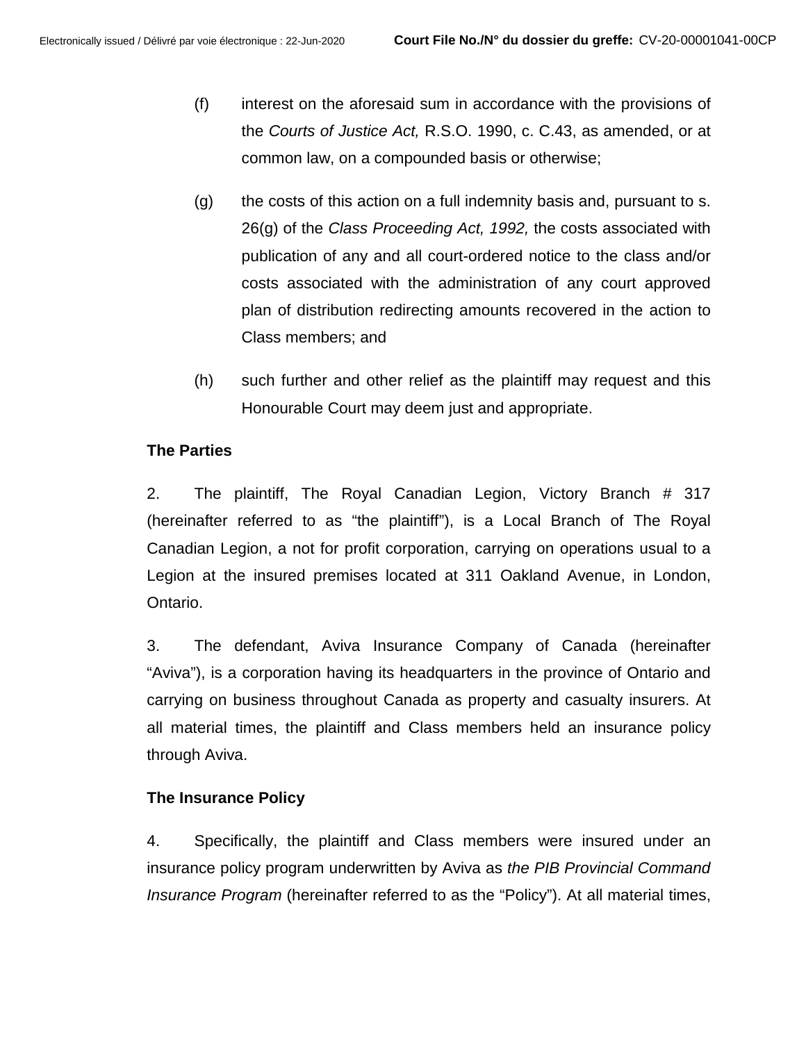(f) interest on the aforesaid sum in accordance with the provisions of the *Courts of Justice Act,* R.S.O. 1990, c. C.43, as amended, or at common law, on a compounded basis or otherwise;

(g) the costs of this action on a full indemnity basis and, pursuant to s. 26(g) of the *Class Proceeding Act, 1992,* the costs associated with publication of any and all court-ordered notice to the class and/or costs associated with the administration of any court approved plan of distribution redirecting amounts recovered in the action to Class members; and

(h) such further and other relief as the plaintiff may request and this Honourable Court may deem just and appropriate.

**The Parties**

2. The plaintiff, The Royal Canadian Legion, Victory Branch # 317 (hereinafter referred to as "the plaintiff"), is a Local Branch of The Royal Canadian Legion, a not for profit corporation, carrying on operations usual to a Legion at the insured premises located at 311 Oakland Avenue, in London, Ontario.

3. The defendant, Aviva Insurance Company of Canada (hereinafter "Aviva"), is a corporation having its headquarters in the province of Ontario and carrying on business throughout Canada as property and casualty insurers. At all material times, the plaintiff and Class members held an insurance policy through Aviva.

**The Insurance Policy**

4. Specifically, the plaintiff and Class members were insured under an insurance policy program underwritten by Aviva as *the PIB Provincial Command Insurance Program* (hereinafter referred to as the "Policy"). At all material times,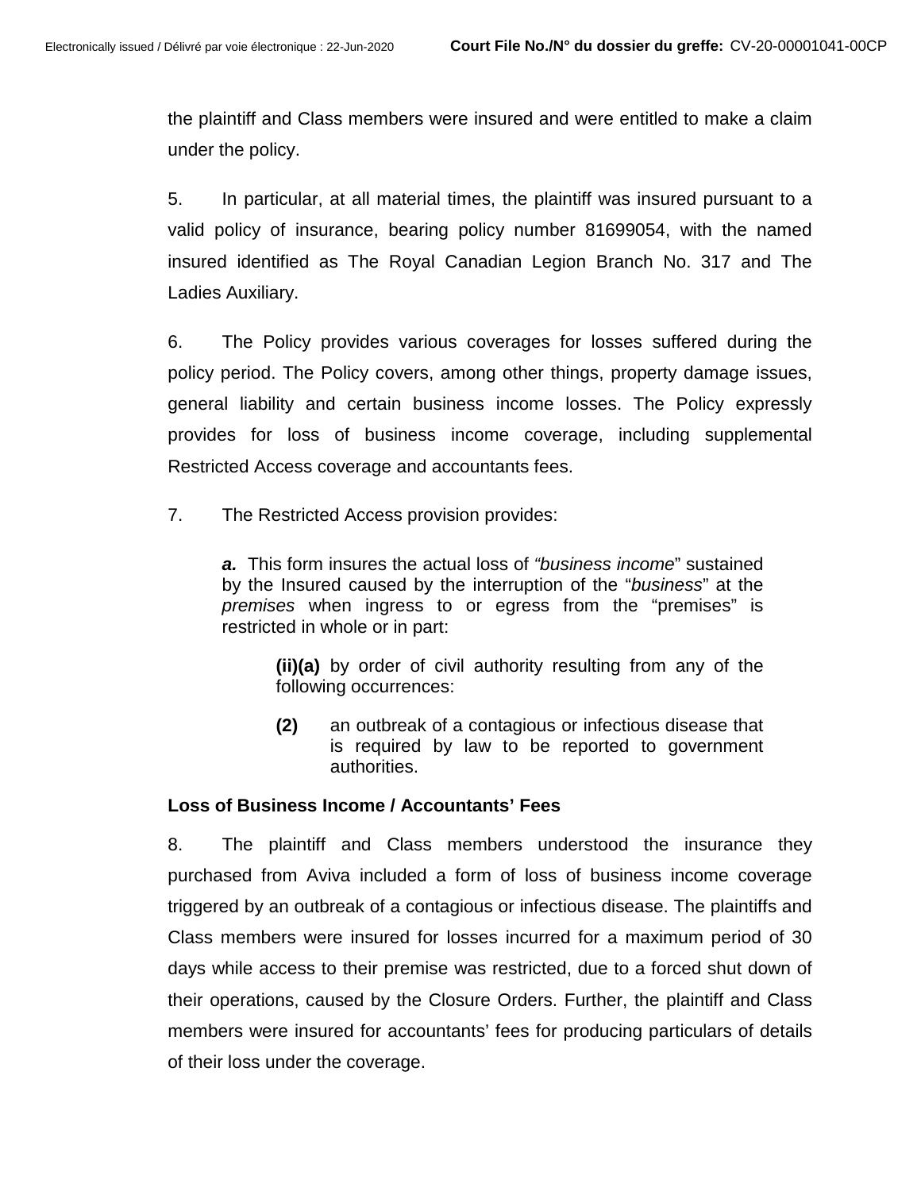the plaintiff and Class members were insured and were entitled to make a claim under the policy.

5. In particular, at all material times, the plaintiff was insured pursuant to a valid policy of insurance, bearing policy number 81699054, with the named insured identified as The Royal Canadian Legion Branch No. 317 and The Ladies Auxiliary.

6. The Policy provides various coverages for losses suffered during the policy period. The Policy covers, among other things, property damage issues, general liability and certain business income losses. The Policy expressly provides for loss of business income coverage, including supplemental Restricted Access coverage and accountants fees.

7. The Restricted Access provision provides:

> ***a.*** This form insures the actual loss of *"business income*" sustained by the Insured caused by the interruption of the "*business*" at the *premises* when ingress to or egress from the "premises" is restricted in whole or in part:
>
> > **(ii)(a)** by order of civil authority resulting from any of the following occurrences:
> >
> > **(2)** an outbreak of a contagious or infectious disease that is required by law to be reported to government authorities.

**Loss of Business Income / Accountants' Fees**

8. The plaintiff and Class members understood the insurance they purchased from Aviva included a form of loss of business income coverage triggered by an outbreak of a contagious or infectious disease. The plaintiffs and Class members were insured for losses incurred for a maximum period of 30 days while access to their premise was restricted, due to a forced shut down of their operations, caused by the Closure Orders. Further, the plaintiff and Class members were insured for accountants' fees for producing particulars of details of their loss under the coverage.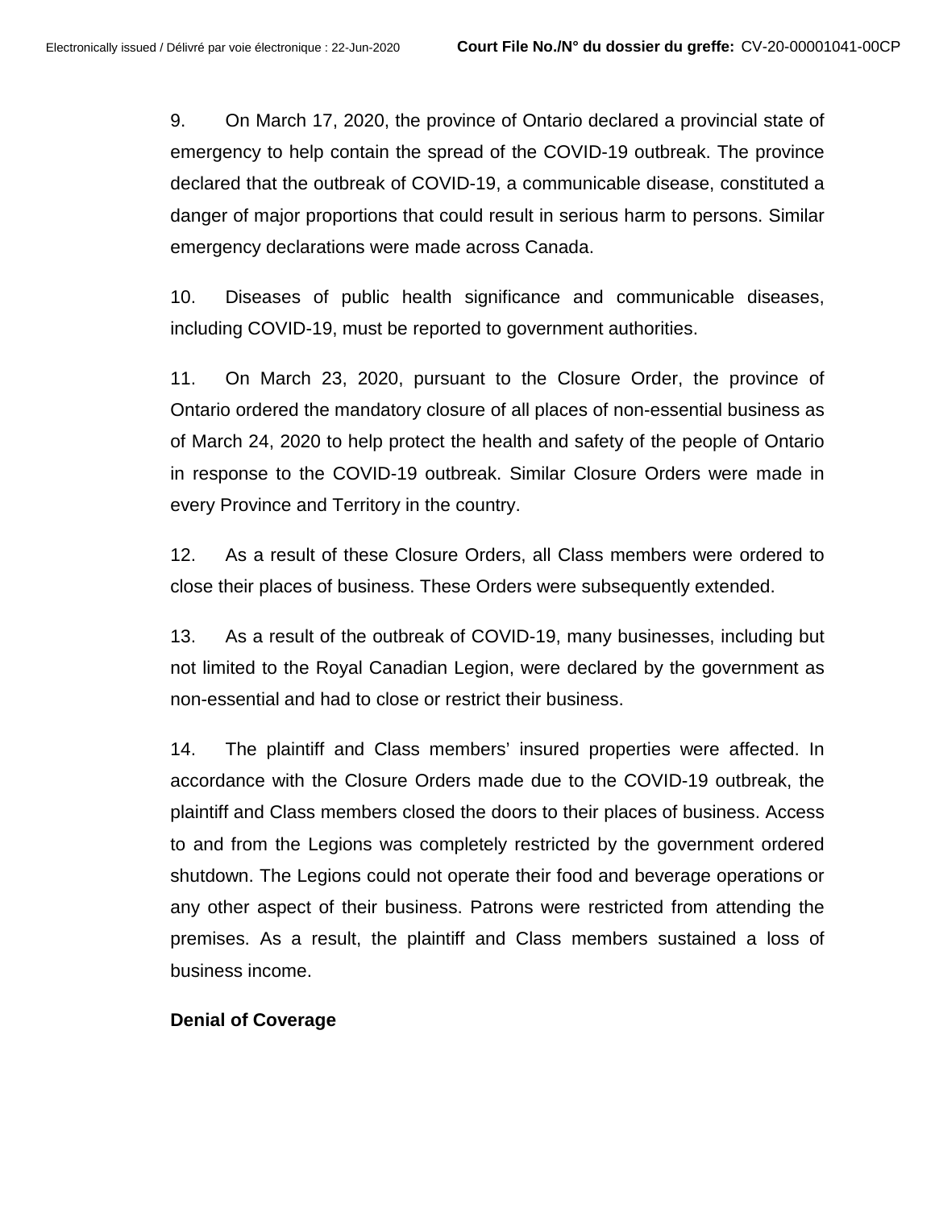9. On March 17, 2020, the province of Ontario declared a provincial state of emergency to help contain the spread of the COVID-19 outbreak. The province declared that the outbreak of COVID-19, a communicable disease, constituted a danger of major proportions that could result in serious harm to persons. Similar emergency declarations were made across Canada.

10. Diseases of public health significance and communicable diseases, including COVID-19, must be reported to government authorities.

11. On March 23, 2020, pursuant to the Closure Order, the province of Ontario ordered the mandatory closure of all places of non-essential business as of March 24, 2020 to help protect the health and safety of the people of Ontario in response to the COVID-19 outbreak. Similar Closure Orders were made in every Province and Territory in the country.

12. As a result of these Closure Orders, all Class members were ordered to close their places of business. These Orders were subsequently extended.

13. As a result of the outbreak of COVID-19, many businesses, including but not limited to the Royal Canadian Legion, were declared by the government as non-essential and had to close or restrict their business.

14. The plaintiff and Class members' insured properties were affected. In accordance with the Closure Orders made due to the COVID-19 outbreak, the plaintiff and Class members closed the doors to their places of business. Access to and from the Legions was completely restricted by the government ordered shutdown. The Legions could not operate their food and beverage operations or any other aspect of their business. Patrons were restricted from attending the premises. As a result, the plaintiff and Class members sustained a loss of business income.

**Denial of Coverage**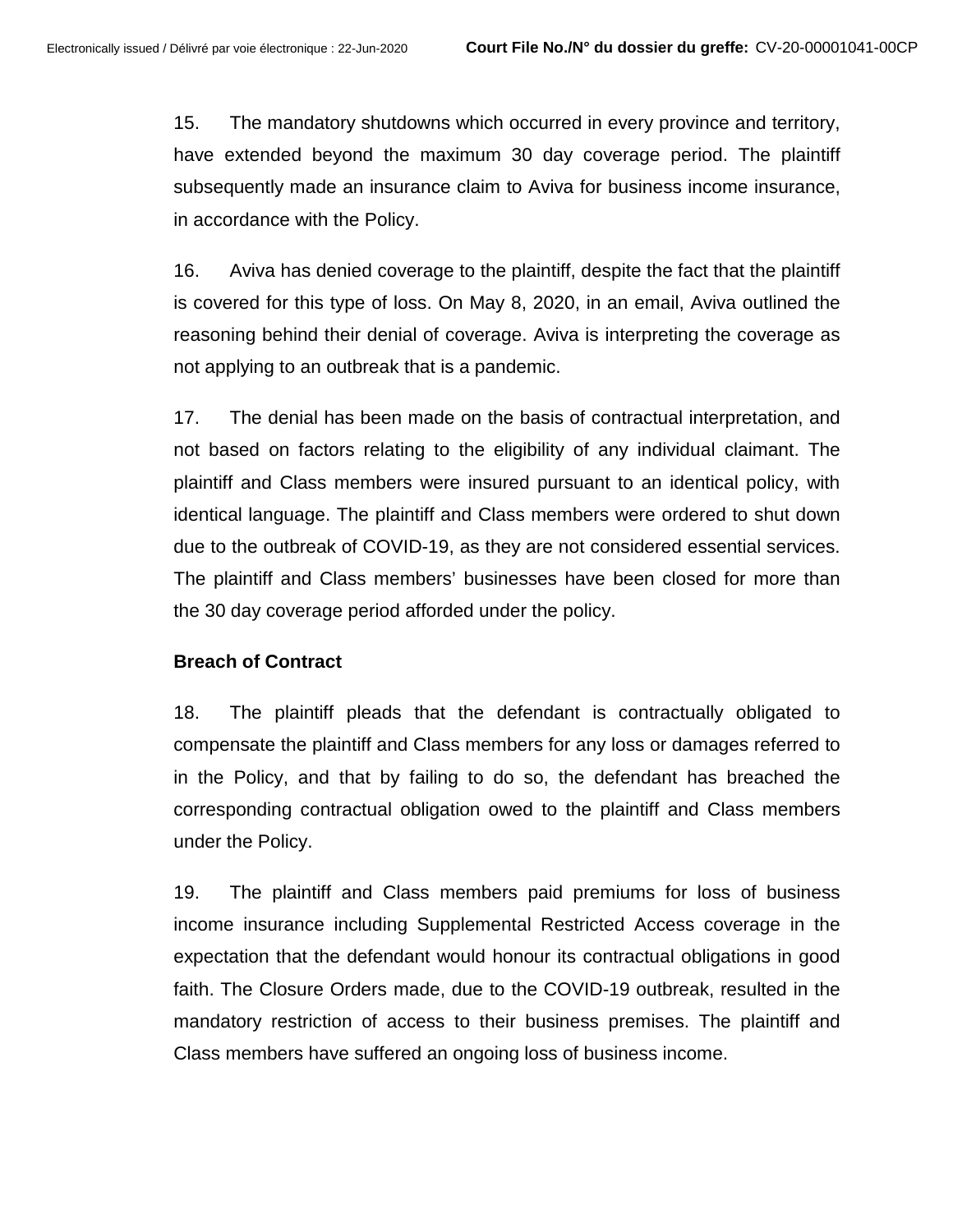15. The mandatory shutdowns which occurred in every province and territory, have extended beyond the maximum 30 day coverage period. The plaintiff subsequently made an insurance claim to Aviva for business income insurance, in accordance with the Policy.

16. Aviva has denied coverage to the plaintiff, despite the fact that the plaintiff is covered for this type of loss. On May 8, 2020, in an email, Aviva outlined the reasoning behind their denial of coverage. Aviva is interpreting the coverage as not applying to an outbreak that is a pandemic.

17. The denial has been made on the basis of contractual interpretation, and not based on factors relating to the eligibility of any individual claimant. The plaintiff and Class members were insured pursuant to an identical policy, with identical language. The plaintiff and Class members were ordered to shut down due to the outbreak of COVID-19, as they are not considered essential services. The plaintiff and Class members' businesses have been closed for more than the 30 day coverage period afforded under the policy.

**Breach of Contract**

18. The plaintiff pleads that the defendant is contractually obligated to compensate the plaintiff and Class members for any loss or damages referred to in the Policy, and that by failing to do so, the defendant has breached the corresponding contractual obligation owed to the plaintiff and Class members under the Policy.

19. The plaintiff and Class members paid premiums for loss of business income insurance including Supplemental Restricted Access coverage in the expectation that the defendant would honour its contractual obligations in good faith. The Closure Orders made, due to the COVID-19 outbreak, resulted in the mandatory restriction of access to their business premises. The plaintiff and Class members have suffered an ongoing loss of business income.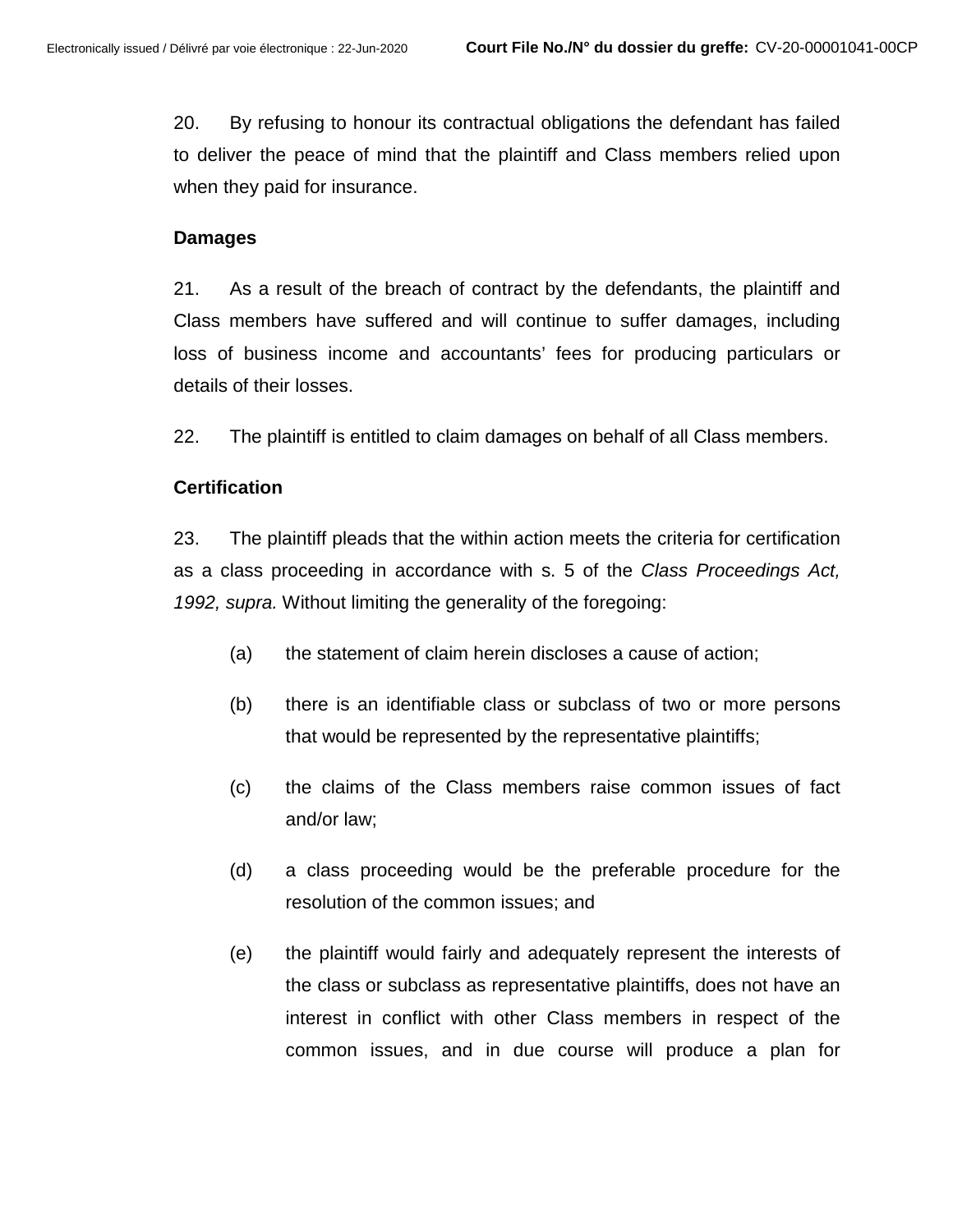20. By refusing to honour its contractual obligations the defendant has failed to deliver the peace of mind that the plaintiff and Class members relied upon when they paid for insurance.

**Damages**

21. As a result of the breach of contract by the defendants, the plaintiff and Class members have suffered and will continue to suffer damages, including loss of business income and accountants' fees for producing particulars or details of their losses.

22. The plaintiff is entitled to claim damages on behalf of all Class members.

**Certification**

23. The plaintiff pleads that the within action meets the criteria for certification as a class proceeding in accordance with s. 5 of the *Class Proceedings Act, 1992, supra.* Without limiting the generality of the foregoing:

(a) the statement of claim herein discloses a cause of action;

(b) there is an identifiable class or subclass of two or more persons that would be represented by the representative plaintiffs;

(c) the claims of the Class members raise common issues of fact and/or law;

(d) a class proceeding would be the preferable procedure for the resolution of the common issues; and

(e) the plaintiff would fairly and adequately represent the interests of the class or subclass as representative plaintiffs, does not have an interest in conflict with other Class members in respect of the common issues, and in due course will produce a plan for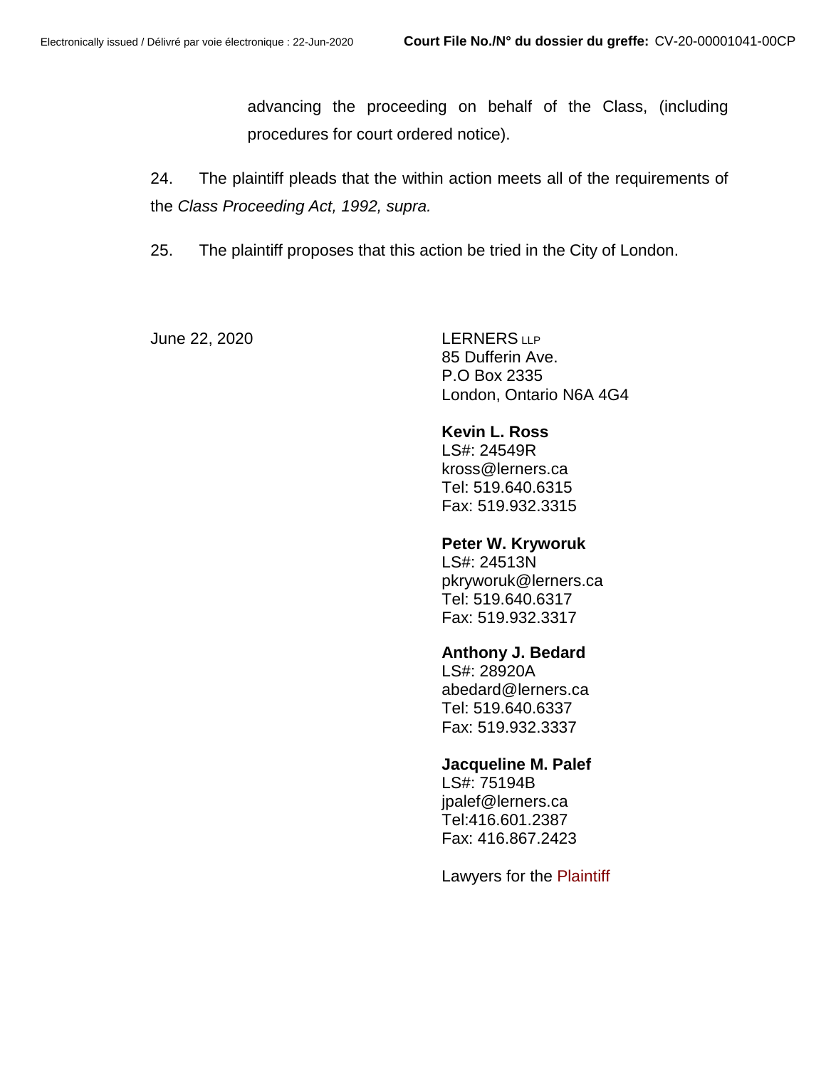advancing the proceeding on behalf of the Class, (including procedures for court ordered notice).

24. The plaintiff pleads that the within action meets all of the requirements of the *Class Proceeding Act, 1992, supra.*

25. The plaintiff proposes that this action be tried in the City of London.

June 22, 2020

LERNERS LLP
85 Dufferin Ave.
P.O Box 2335
London, Ontario N6A 4G4

**Kevin L. Ross**
LS#: 24549R
kross@lerners.ca
Tel: 519.640.6315
Fax: 519.932.3315

**Peter W. Kryworuk**
LS#: 24513N
pkryworuk@lerners.ca
Tel: 519.640.6317
Fax: 519.932.3317

**Anthony J. Bedard**
LS#: 28920A
abedard@lerners.ca
Tel: 519.640.6337
Fax: 519.932.3337

**Jacqueline M. Palef**
LS#: 75194B
jpalef@lerners.ca
Tel:416.601.2387
Fax: 416.867.2423

Lawyers for the Plaintiff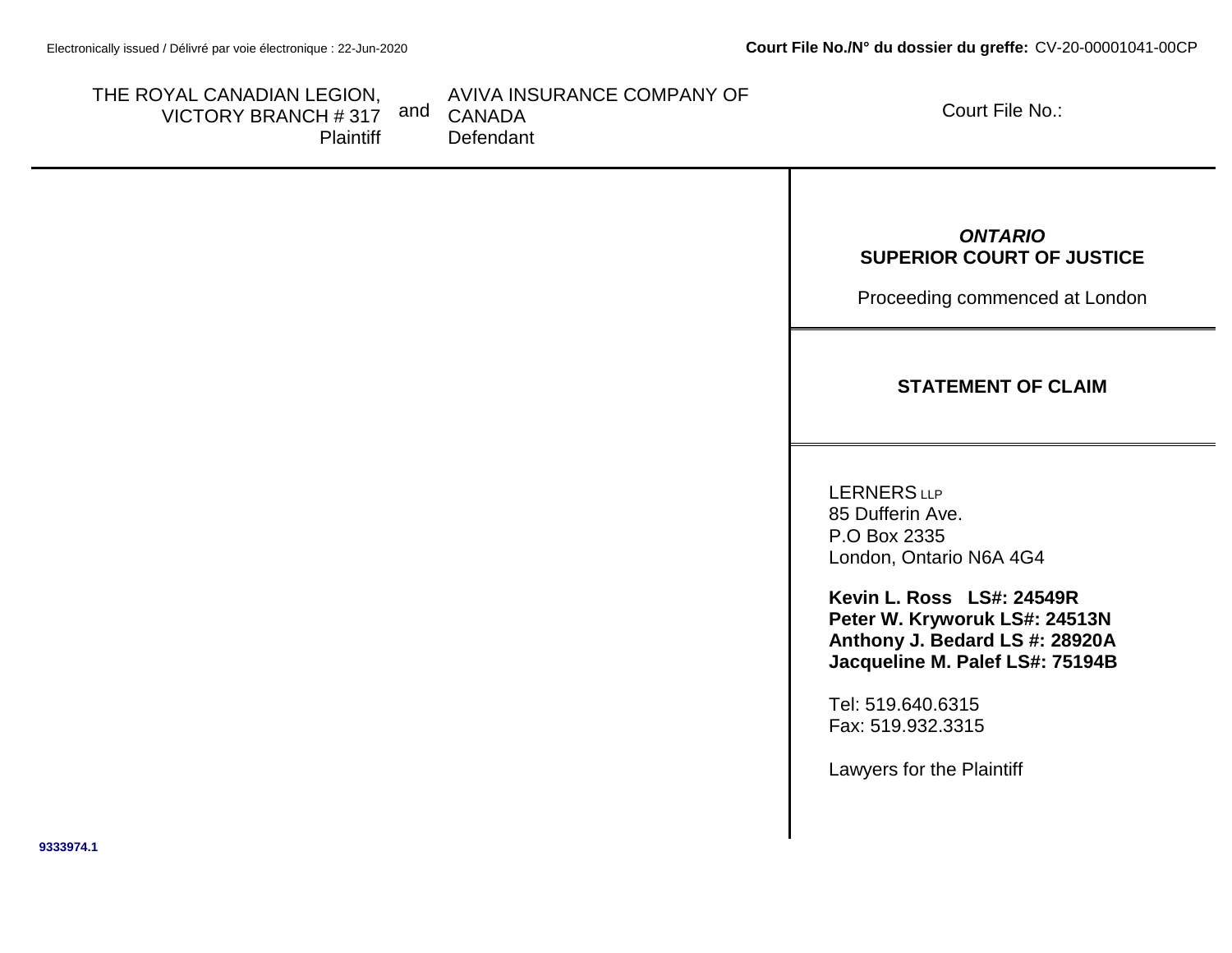Electronically issued / Délivré par voie électronique : 22-Jun-2020

**Court File No./N° du dossier du greffe:** CV-20-00001041-00CP

| | | | |
|---|---|---|---|
| THE ROYAL CANADIAN LEGION, VICTORY BRANCH # 317 Plaintiff | and | AVIVA INSURANCE COMPANY OF CANADA Defendant | Court File No.: |

***ONTARIO***
**SUPERIOR COURT OF JUSTICE**

Proceeding commenced at London

**STATEMENT OF CLAIM**

LERNERS LLP
85 Dufferin Ave.
P.O Box 2335
London, Ontario N6A 4G4

**Kevin L. Ross LS#: 24549R**
**Peter W. Kryworuk LS#: 24513N**
**Anthony J. Bedard LS #: 28920A**
**Jacqueline M. Palef LS#: 75194B**

Tel: 519.640.6315
Fax: 519.932.3315

Lawyers for the Plaintiff

**9333974.1**